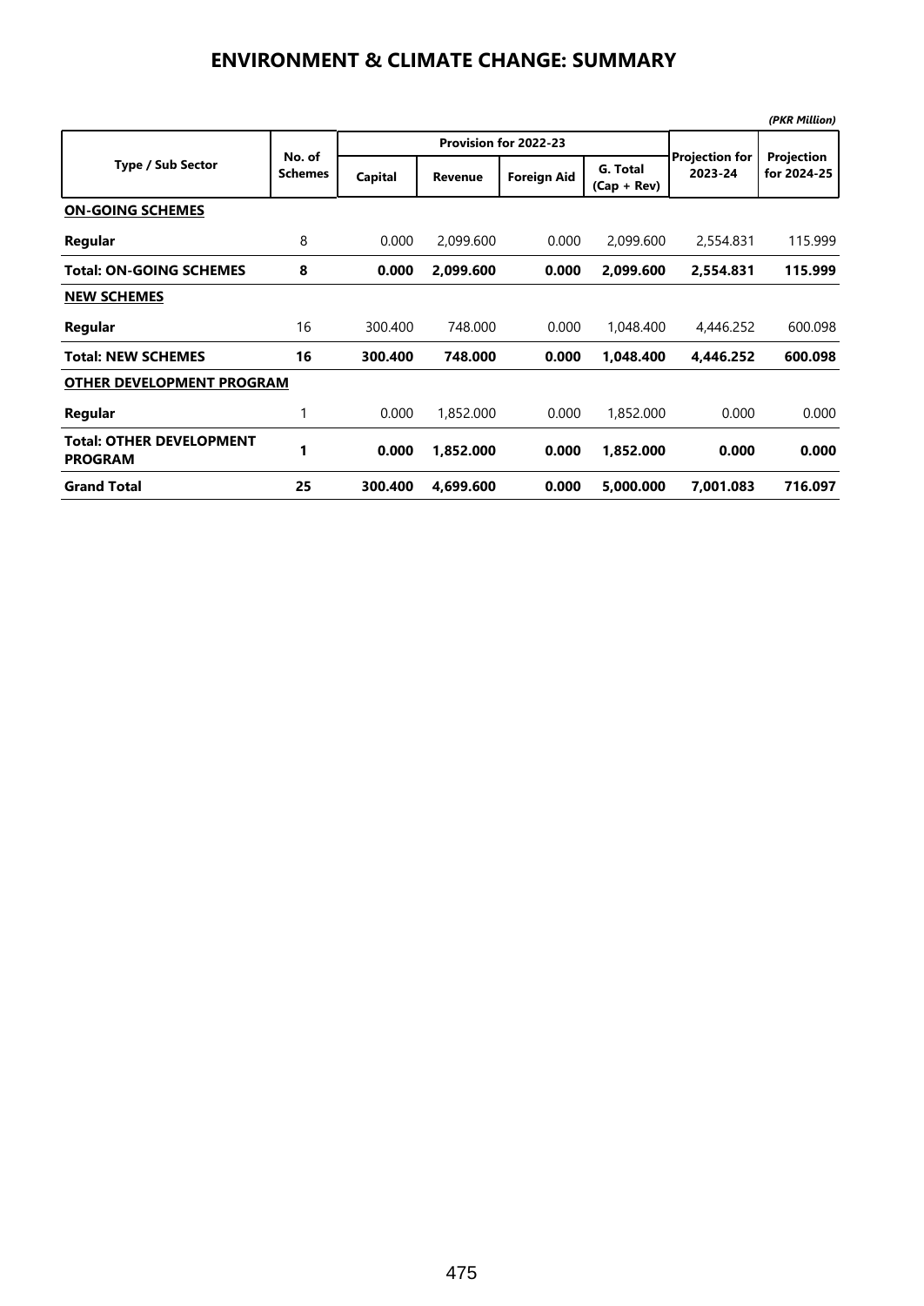# ENVIRONMENT & CLIMATE CHANGE: SUMMARY

*(PKR Million)*

| Type / Sub Sector | No. of Schemes | Provision for 2022-23 | | | | Projection for 2023-24 | Projection for 2024-25 |
|---|---|---|---|---|---|---|---|
| | | Capital | Revenue | Foreign Aid | G. Total (Cap + Rev) | | |
| **ON-GOING SCHEMES** | | | | | | | |
| **Regular** | 8 | 0.000 | 2,099.600 | 0.000 | 2,099.600 | 2,554.831 | 115.999 |
| **Total: ON-GOING SCHEMES** | **8** | **0.000** | **2,099.600** | **0.000** | **2,099.600** | **2,554.831** | **115.999** |
| **NEW SCHEMES** | | | | | | | |
| **Regular** | 16 | 300.400 | 748.000 | 0.000 | 1,048.400 | 4,446.252 | 600.098 |
| **Total: NEW SCHEMES** | **16** | **300.400** | **748.000** | **0.000** | **1,048.400** | **4,446.252** | **600.098** |
| **OTHER DEVELOPMENT PROGRAM** | | | | | | | |
| **Regular** | 1 | 0.000 | 1,852.000 | 0.000 | 1,852.000 | 0.000 | 0.000 |
| **Total: OTHER DEVELOPMENT PROGRAM** | **1** | **0.000** | **1,852.000** | **0.000** | **1,852.000** | **0.000** | **0.000** |
| **Grand Total** | **25** | **300.400** | **4,699.600** | **0.000** | **5,000.000** | **7,001.083** | **716.097** |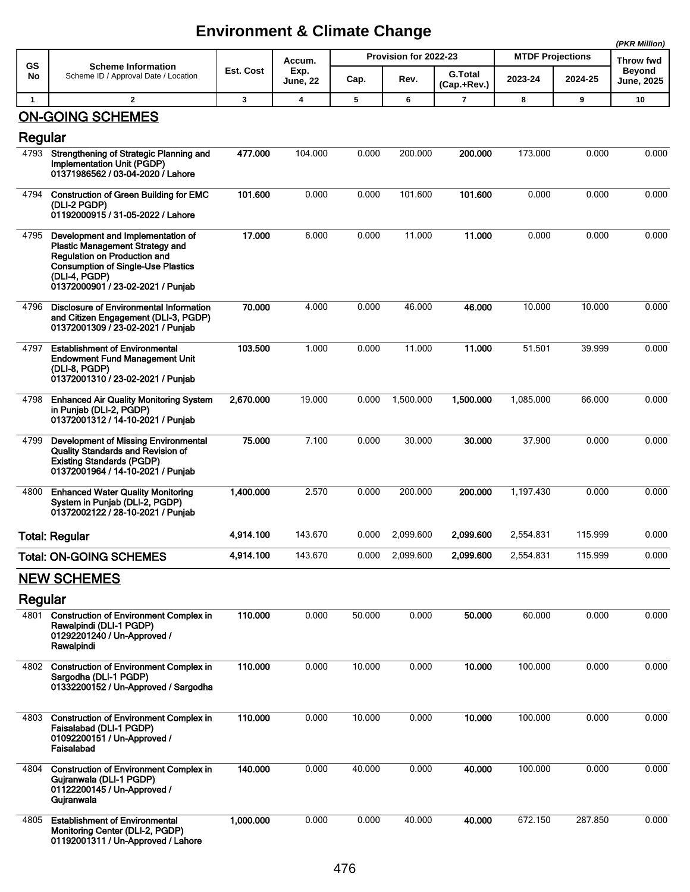# Environment & Climate Change

*(PKR Million)*

| GS No | Scheme Information<br>Scheme ID / Approval Date / Location | Est. Cost | Accum. Exp. June, 22 | Provision for 2022-23 | | | MTDF Projections | | Throw fwd Beyond June, 2025 |
|---|---|---|---|---|---|---|---|---|---|
| | | | | Cap. | Rev. | G.Total (Cap.+Rev.) | 2023-24 | 2024-25 | |
| 1 | 2 | 3 | 4 | 5 | 6 | 7 | 8 | 9 | 10 |
| | **ON-GOING SCHEMES** | | | | | | | | |
| | **Regular** | | | | | | | | |
| 4793 | **Strengthening of Strategic Planning and Implementation Unit (PGDP)**<br>**01371986562 / 03-04-2020 / Lahore** | **477.000** | 104.000 | 0.000 | 200.000 | **200.000** | 173.000 | 0.000 | 0.000 |
| 4794 | **Construction of Green Building for EMC (DLI-2 PGDP)**<br>**01192000915 / 31-05-2022 / Lahore** | **101.600** | 0.000 | 0.000 | 101.600 | **101.600** | 0.000 | 0.000 | 0.000 |
| 4795 | **Development and Implementation of Plastic Management Strategy and Regulation on Production and Consumption of Single-Use Plastics (DLI-4, PGDP)**<br>**01372000901 / 23-02-2021 / Punjab** | **17.000** | 6.000 | 0.000 | 11.000 | **11.000** | 0.000 | 0.000 | 0.000 |
| 4796 | **Disclosure of Environmental Information and Citizen Engagement (DLI-3, PGDP)**<br>**01372001309 / 23-02-2021 / Punjab** | **70.000** | 4.000 | 0.000 | 46.000 | **46.000** | 10.000 | 10.000 | 0.000 |
| 4797 | **Establishment of Environmental Endowment Fund Management Unit (DLI-8, PGDP)**<br>**01372001310 / 23-02-2021 / Punjab** | **103.500** | 1.000 | 0.000 | 11.000 | **11.000** | 51.501 | 39.999 | 0.000 |
| 4798 | **Enhanced Air Quality Monitoring System in Punjab (DLI-2, PGDP)**<br>**01372001312 / 14-10-2021 / Punjab** | **2,670.000** | 19.000 | 0.000 | 1,500.000 | **1,500.000** | 1,085.000 | 66.000 | 0.000 |
| 4799 | **Development of Missing Environmental Quality Standards and Revision of Existing Standards (PGDP)**<br>**01372001964 / 14-10-2021 / Punjab** | **75.000** | 7.100 | 0.000 | 30.000 | **30.000** | 37.900 | 0.000 | 0.000 |
| 4800 | **Enhanced Water Quality Monitoring System in Punjab (DLI-2, PGDP)**<br>**01372002122 / 28-10-2021 / Punjab** | **1,400.000** | 2.570 | 0.000 | 200.000 | **200.000** | 1,197.430 | 0.000 | 0.000 |
| | **Total: Regular** | **4,914.100** | 143.670 | 0.000 | 2,099.600 | **2,099.600** | 2,554.831 | 115.999 | 0.000 |
| | **Total: ON-GOING SCHEMES** | **4,914.100** | 143.670 | 0.000 | 2,099.600 | **2,099.600** | 2,554.831 | 115.999 | 0.000 |
| | **NEW SCHEMES** | | | | | | | | |
| | **Regular** | | | | | | | | |
| 4801 | **Construction of Environment Complex in Rawalpindi (DLI-1 PGDP)**<br>**01292201240 / Un-Approved / Rawalpindi** | **110.000** | 0.000 | 50.000 | 0.000 | **50.000** | 60.000 | 0.000 | 0.000 |
| 4802 | **Construction of Environment Complex in Sargodha (DLI-1 PGDP)**<br>**01332200152 / Un-Approved / Sargodha** | **110.000** | 0.000 | 10.000 | 0.000 | **10.000** | 100.000 | 0.000 | 0.000 |
| 4803 | **Construction of Environment Complex in Faisalabad (DLI-1 PGDP)**<br>**01092200151 / Un-Approved / Faisalabad** | **110.000** | 0.000 | 10.000 | 0.000 | **10.000** | 100.000 | 0.000 | 0.000 |
| 4804 | **Construction of Environment Complex in Gujranwala (DLI-1 PGDP)**<br>**01122200145 / Un-Approved / Gujranwala** | **140.000** | 0.000 | 40.000 | 0.000 | **40.000** | 100.000 | 0.000 | 0.000 |
| 4805 | **Establishment of Environmental Monitoring Center (DLI-2, PGDP)**<br>**01192001311 / Un-Approved / Lahore** | **1,000.000** | 0.000 | 0.000 | 40.000 | **40.000** | 672.150 | 287.850 | 0.000 |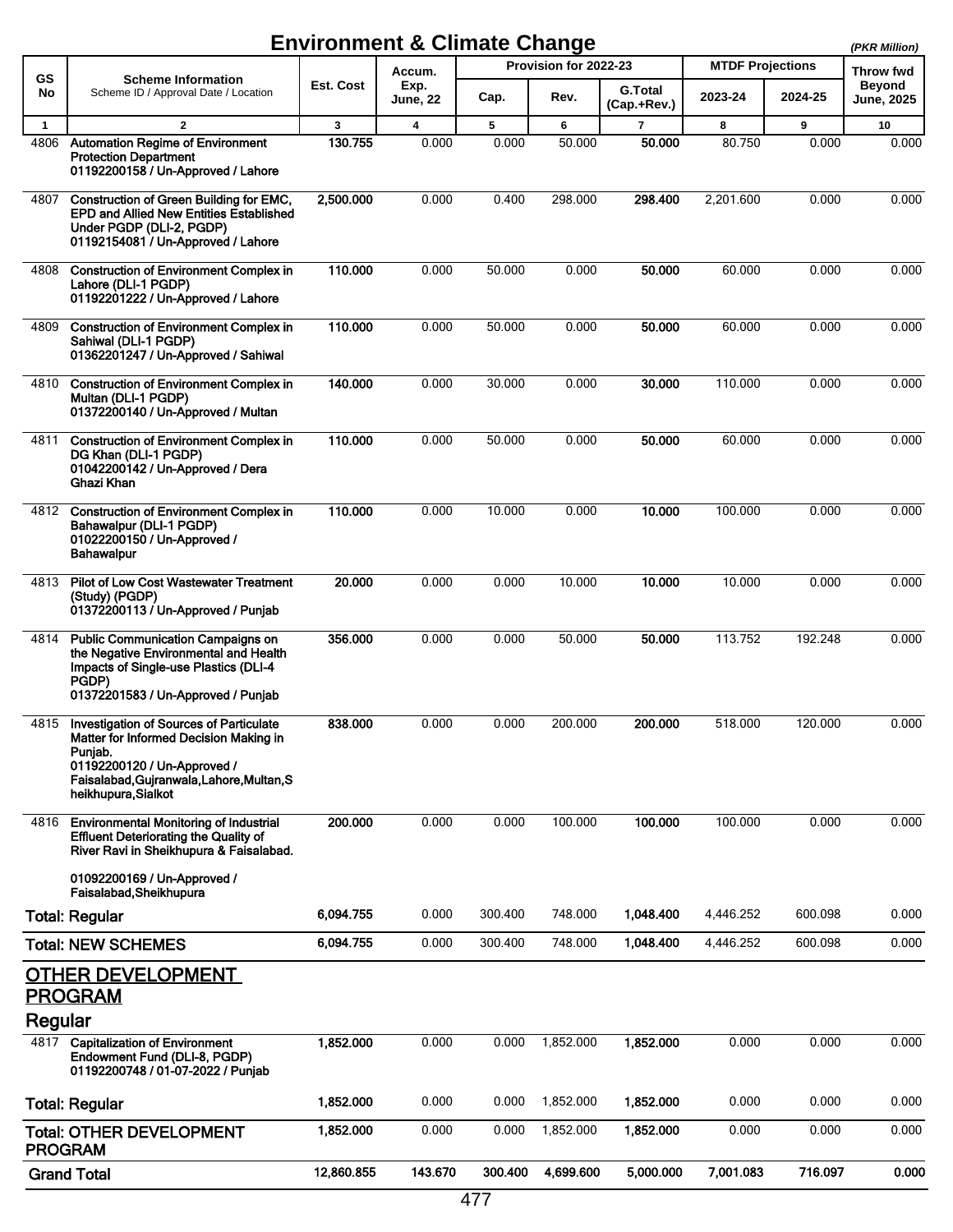# Environment & Climate Change

(PKR Million)

| GS No | Scheme Information<br>Scheme ID / Approval Date / Location | Est. Cost | Accum. Exp. June, 22 | Provision for 2022-23 | | | MTDF Projections | | Throw fwd Beyond June, 2025 |
|---|---|---|---|---|---|---|---|---|---|
| | | | | Cap. | Rev. | G.Total (Cap.+Rev.) | 2023-24 | 2024-25 | |
| 1 | 2 | 3 | 4 | 5 | 6 | 7 | 8 | 9 | 10 |
| 4806 | **Automation Regime of Environment Protection Department**<br>**01192200158 / Un-Approved / Lahore** | **130.755** | 0.000 | 0.000 | 50.000 | **50.000** | 80.750 | 0.000 | 0.000 |
| 4807 | **Construction of Green Building for EMC, EPD and Allied New Entities Established Under PGDP (DLI-2, PGDP)**<br>**01192154081 / Un-Approved / Lahore** | **2,500.000** | 0.000 | 0.400 | 298.000 | **298.400** | 2,201.600 | 0.000 | 0.000 |
| 4808 | **Construction of Environment Complex in Lahore (DLI-1 PGDP)**<br>**01192201222 / Un-Approved / Lahore** | **110.000** | 0.000 | 50.000 | 0.000 | **50.000** | 60.000 | 0.000 | 0.000 |
| 4809 | **Construction of Environment Complex in Sahiwal (DLI-1 PGDP)**<br>**01362201247 / Un-Approved / Sahiwal** | **110.000** | 0.000 | 50.000 | 0.000 | **50.000** | 60.000 | 0.000 | 0.000 |
| 4810 | **Construction of Environment Complex in Multan (DLI-1 PGDP)**<br>**01372200140 / Un-Approved / Multan** | **140.000** | 0.000 | 30.000 | 0.000 | **30.000** | 110.000 | 0.000 | 0.000 |
| 4811 | **Construction of Environment Complex in DG Khan (DLI-1 PGDP)**<br>**01042200142 / Un-Approved / Dera Ghazi Khan** | **110.000** | 0.000 | 50.000 | 0.000 | **50.000** | 60.000 | 0.000 | 0.000 |
| 4812 | **Construction of Environment Complex in Bahawalpur (DLI-1 PGDP)**<br>**01022200150 / Un-Approved / Bahawalpur** | **110.000** | 0.000 | 10.000 | 0.000 | **10.000** | 100.000 | 0.000 | 0.000 |
| 4813 | **Pilot of Low Cost Wastewater Treatment (Study) (PGDP)**<br>**01372200113 / Un-Approved / Punjab** | **20.000** | 0.000 | 0.000 | 10.000 | **10.000** | 10.000 | 0.000 | 0.000 |
| 4814 | **Public Communication Campaigns on the Negative Environmental and Health Impacts of Single-use Plastics (DLI-4 PGDP)**<br>**01372201583 / Un-Approved / Punjab** | **356.000** | 0.000 | 0.000 | 50.000 | **50.000** | 113.752 | 192.248 | 0.000 |
| 4815 | **Investigation of Sources of Particulate Matter for Informed Decision Making in Punjab.**<br>**01192200120 / Un-Approved / Faisalabad,Gujranwala,Lahore,Multan,Sheikhupura,Sialkot** | **838.000** | 0.000 | 0.000 | 200.000 | **200.000** | 518.000 | 120.000 | 0.000 |
| 4816 | **Environmental Monitoring of Industrial Effluent Deteriorating the Quality of River Ravi in Sheikhupura & Faisalabad.**<br>**01092200169 / Un-Approved / Faisalabad,Sheikhupura** | **200.000** | 0.000 | 0.000 | 100.000 | **100.000** | 100.000 | 0.000 | 0.000 |
| | **Total: Regular** | **6,094.755** | 0.000 | 300.400 | 748.000 | **1,048.400** | 4,446.252 | 600.098 | 0.000 |
| | **Total: NEW SCHEMES** | **6,094.755** | 0.000 | 300.400 | 748.000 | **1,048.400** | 4,446.252 | 600.098 | 0.000 |
| | **OTHER DEVELOPMENT PROGRAM** | | | | | | | | |
| | **Regular** | | | | | | | | |
| 4817 | **Capitalization of Environment Endowment Fund (DLI-8, PGDP)**<br>**01192200748 / 01-07-2022 / Punjab** | **1,852.000** | 0.000 | 0.000 | 1,852.000 | **1,852.000** | 0.000 | 0.000 | 0.000 |
| | **Total: Regular** | **1,852.000** | 0.000 | 0.000 | 1,852.000 | **1,852.000** | 0.000 | 0.000 | 0.000 |
| | **Total: OTHER DEVELOPMENT PROGRAM** | **1,852.000** | 0.000 | 0.000 | 1,852.000 | **1,852.000** | 0.000 | 0.000 | 0.000 |
| | **Grand Total** | **12,860.855** | **143.670** | **300.400** | **4,699.600** | **5,000.000** | **7,001.083** | **716.097** | **0.000** |